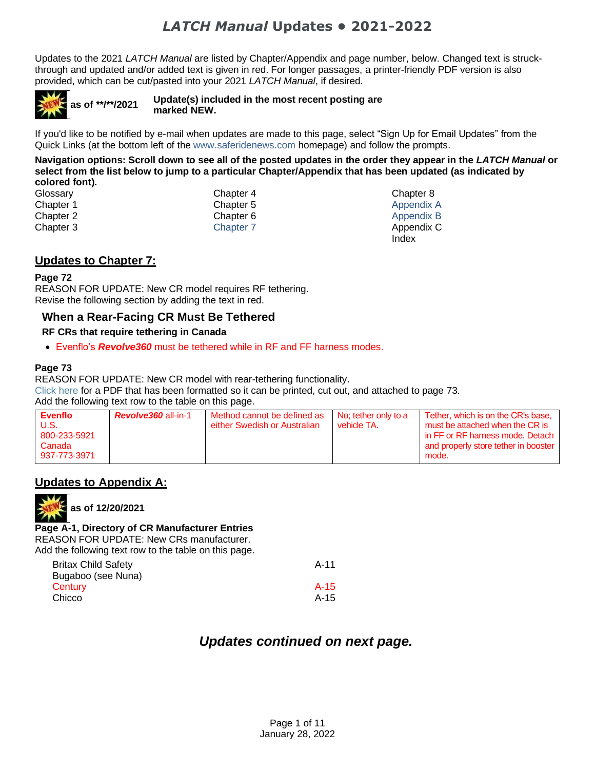# *LATCH Manual* Updates • 2021-2022

Updates to the 2021 *LATCH Manual* are listed by Chapter/Appendix and page number, below. Changed text is struck-through and updated and/or added text is given in red. For longer passages, a printer-friendly PDF version is also provided, which can be cut/pasted into your 2021 *LATCH Manual*, if desired.

**as of **/**/2021** **Update(s) included in the most recent posting are marked NEW.**

If you'd like to be notified by e-mail when updates are made to this page, select "Sign Up for Email Updates" from the Quick Links (at the bottom left of the www.saferidenews.com homepage) and follow the prompts.

**Navigation options: Scroll down to see all of the posted updates in the order they appear in the *LATCH Manual* or select from the list below to jump to a particular Chapter/Appendix that has been updated (as indicated by colored font).**

Glossary
Chapter 1
Chapter 2
Chapter 3
Chapter 4
Chapter 5
Chapter 6
Chapter 7
Chapter 8
Appendix A
Appendix B
Appendix C
Index

## Updates to Chapter 7:

**Page 72**

REASON FOR UPDATE: New CR model requires RF tethering.
Revise the following section by adding the text in red.

### When a Rear-Facing CR Must Be Tethered

**RF CRs that require tethering in Canada**

- Evenflo's ***Revolve360*** must be tethered while in RF and FF harness modes.

**Page 73**

REASON FOR UPDATE: New CR model with rear-tethering functionality.
Click here for a PDF that has been formatted so it can be printed, cut out, and attached to page 73.
Add the following text row to the table on this page.

| | | | | |
|---|---|---|---|---|
| **Evenflo**<br>U.S.<br>800-233-5921<br>Canada<br>937-773-3971 | ***Revolve360*** all-in-1 | Method cannot be defined as either Swedish or Australian | No; tether only to a vehicle TA. | Tether, which is on the CR's base, must be attached when the CR is in FF or RF harness mode. Detach and properly store tether in booster mode. |

## Updates to Appendix A:

**as of 12/20/2021**

**Page A-1, Directory of CR Manufacturer Entries**

REASON FOR UPDATE: New CRs manufacturer.
Add the following text row to the table on this page.

| | |
|---|---|
| Britax Child Safety | A-11 |
| Bugaboo (see Nuna) | |
| Century | A-15 |
| Chicco | A-15 |

## *Updates continued on next page.*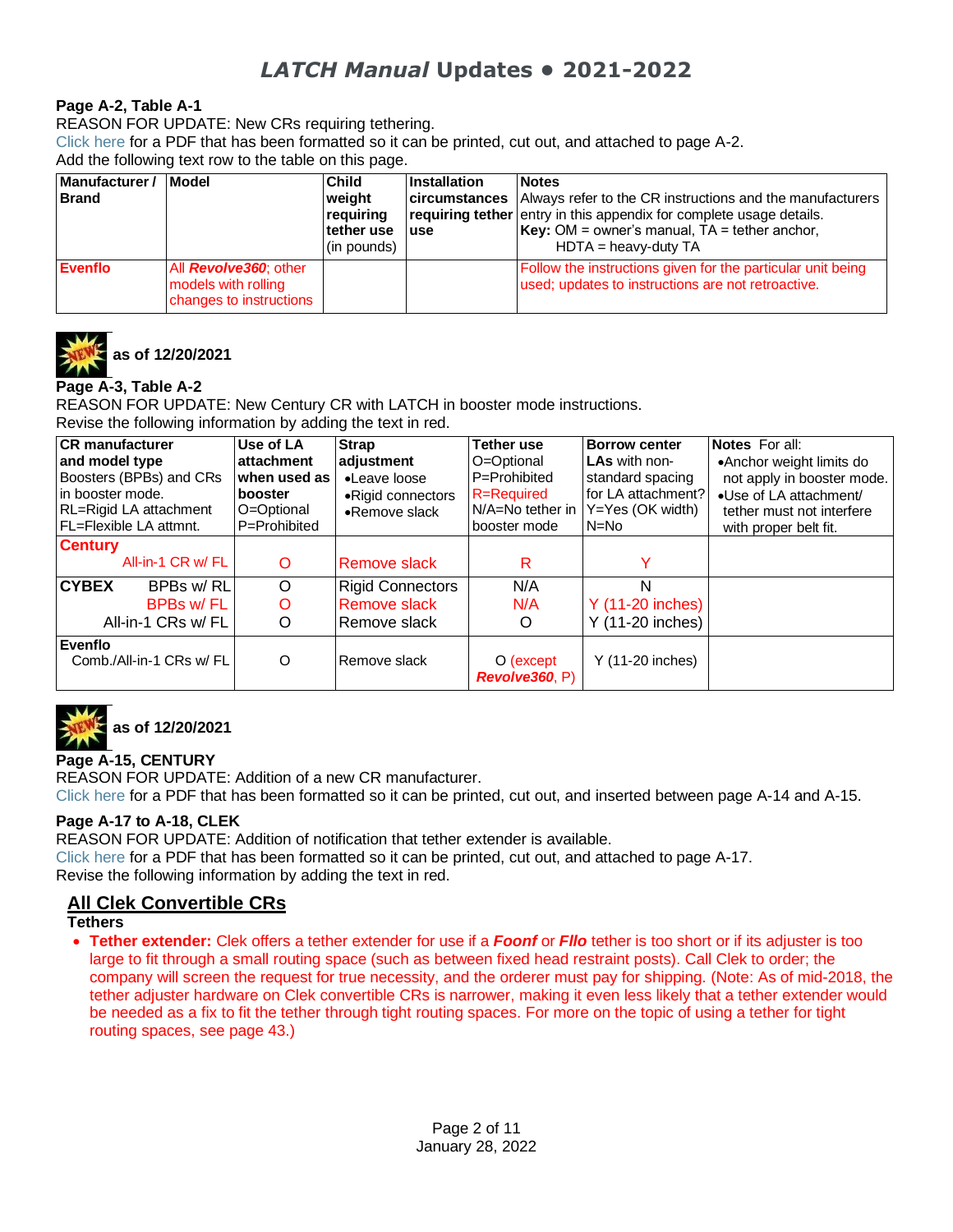# *LATCH Manual* Updates • 2021-2022

**Page A-2, Table A-1**

REASON FOR UPDATE: New CRs requiring tethering.

Click here for a PDF that has been formatted so it can be printed, cut out, and attached to page A-2.

Add the following text row to the table on this page.

| Manufacturer / Brand | Model | Child weight requiring tether use (in pounds) | Installation circumstances requiring tether use | Notes Always refer to the CR instructions and the manufacturers entry in this appendix for complete usage details. **Key:** OM = owner's manual, TA = tether anchor, HDTA = heavy-duty TA |
|---|---|---|---|---|
| **Evenflo** | All ***Revolve360***; other models with rolling changes to instructions | | | Follow the instructions given for the particular unit being used; updates to instructions are not retroactive. |

**as of 12/20/2021**

**Page A-3, Table A-2**

REASON FOR UPDATE: New Century CR with LATCH in booster mode instructions.

Revise the following information by adding the text in red.

| **CR manufacturer and model type** Boosters (BPBs) and CRs in booster mode. RL=Rigid LA attachment FL=Flexible LA attmnt. | **Use of LA attachment when used as booster** O=Optional P=Prohibited | **Strap adjustment** •Leave loose •Rigid connectors •Remove slack | **Tether use** O=Optional P=Prohibited R=Required N/A=No tether in booster mode | **Borrow center LAs** with non-standard spacing for LA attachment? Y=Yes (OK width) N=No | **Notes** For all: •Anchor weight limits do not apply in booster mode. •Use of LA attachment/ tether must not interfere with proper belt fit. |
|---|---|---|---|---|---|
| **Century** All-in-1 CR w/ FL | O | Remove slack | R | Y | |
| **CYBEX** BPBs w/ RL | O | Rigid Connectors | N/A | N | |
| BPBs w/ FL | O | Remove slack | N/A | Y (11-20 inches) | |
| All-in-1 CRs w/ FL | O | Remove slack | O | Y (11-20 inches) | |
| **Evenflo** Comb./All-in-1 CRs w/ FL | O | Remove slack | O (except ***Revolve360***, P) | Y (11-20 inches) | |

**as of 12/20/2021**

**Page A-15, CENTURY**

REASON FOR UPDATE: Addition of a new CR manufacturer.

Click here for a PDF that has been formatted so it can be printed, cut out, and inserted between page A-14 and A-15.

**Page A-17 to A-18, CLEK**

REASON FOR UPDATE: Addition of notification that tether extender is available.

Click here for a PDF that has been formatted so it can be printed, cut out, and attached to page A-17.

Revise the following information by adding the text in red.

## All Clek Convertible CRs

**Tethers**

- **Tether extender:** Clek offers a tether extender for use if a ***Foonf*** or ***Fllo*** tether is too short or if its adjuster is too large to fit through a small routing space (such as between fixed head restraint posts). Call Clek to order; the company will screen the request for true necessity, and the orderer must pay for shipping. (Note: As of mid-2018, the tether adjuster hardware on Clek convertible CRs is narrower, making it even less likely that a tether extender would be needed as a fix to fit the tether through tight routing spaces. For more on the topic of using a tether for tight routing spaces, see page 43.)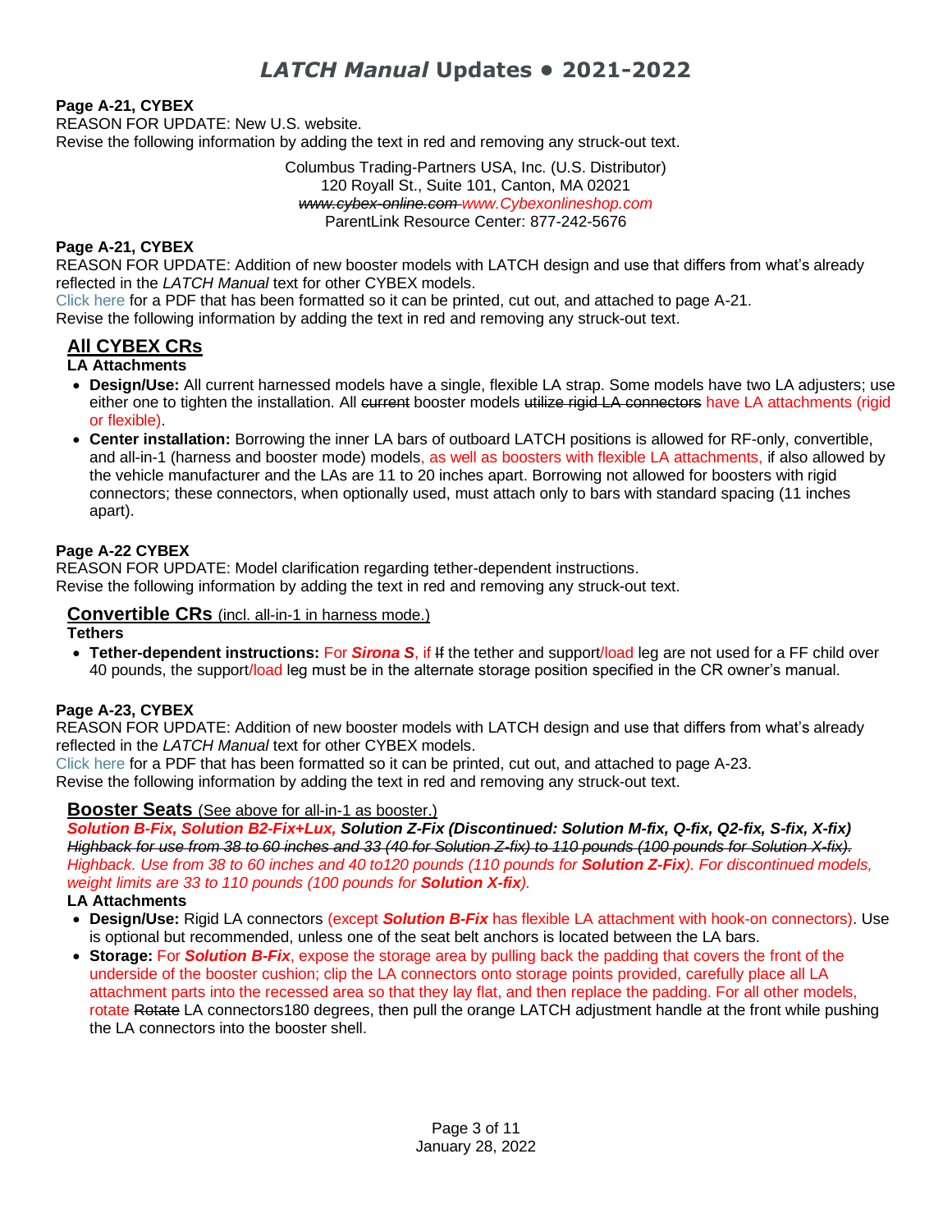# *LATCH Manual* Updates • 2021-2022

**Page A-21, CYBEX**
REASON FOR UPDATE: New U.S. website.
Revise the following information by adding the text in red and removing any struck-out text.

Columbus Trading-Partners USA, Inc. (U.S. Distributor)
120 Royall St., Suite 101, Canton, MA 02021
~~www.cybex-online.com~~ www.Cybexonlineshop.com
ParentLink Resource Center: 877-242-5676

**Page A-21, CYBEX**
REASON FOR UPDATE: Addition of new booster models with LATCH design and use that differs from what's already reflected in the *LATCH Manual* text for other CYBEX models.
Click here for a PDF that has been formatted so it can be printed, cut out, and attached to page A-21.
Revise the following information by adding the text in red and removing any struck-out text.

## All CYBEX CRs

**LA Attachments**

- **Design/Use:** All current harnessed models have a single, flexible LA strap. Some models have two LA adjusters; use either one to tighten the installation. All ~~current~~ booster models ~~utilize rigid LA connectors~~ have LA attachments (rigid or flexible).
- **Center installation:** Borrowing the inner LA bars of outboard LATCH positions is allowed for RF-only, convertible, and all-in-1 (harness and booster mode) models, as well as boosters with flexible LA attachments, if also allowed by the vehicle manufacturer and the LAs are 11 to 20 inches apart. Borrowing not allowed for boosters with rigid connectors; these connectors, when optionally used, must attach only to bars with standard spacing (11 inches apart).

**Page A-22 CYBEX**
REASON FOR UPDATE: Model clarification regarding tether-dependent instructions.
Revise the following information by adding the text in red and removing any struck-out text.

## Convertible CRs (incl. all-in-1 in harness mode.)

**Tethers**

- **Tether-dependent instructions:** For ***Sirona S***, if ~~If~~ the tether and support/load leg are not used for a FF child over 40 pounds, the support/load leg must be in the alternate storage position specified in the CR owner's manual.

**Page A-23, CYBEX**
REASON FOR UPDATE: Addition of new booster models with LATCH design and use that differs from what's already reflected in the *LATCH Manual* text for other CYBEX models.
Click here for a PDF that has been formatted so it can be printed, cut out, and attached to page A-23.
Revise the following information by adding the text in red and removing any struck-out text.

## Booster Seats (See above for all-in-1 as booster.)

***Solution B-Fix, Solution B2-Fix+Lux, Solution Z-Fix (Discontinued: Solution M-fix, Q-fix, Q2-fix, S-fix, X-fix)***
~~*Highback for use from 38 to 60 inches and 33 (40 for Solution Z-fix) to 110 pounds (100 pounds for Solution X-fix).*~~
*Highback. Use from 38 to 60 inches and 40 to120 pounds (110 pounds for **Solution Z-Fix**). For discontinued models, weight limits are 33 to 110 pounds (100 pounds for **Solution X-fix**).*

**LA Attachments**

- **Design/Use:** Rigid LA connectors (except ***Solution B-Fix*** has flexible LA attachment with hook-on connectors). Use is optional but recommended, unless one of the seat belt anchors is located between the LA bars.
- **Storage:** For ***Solution B-Fix***, expose the storage area by pulling back the padding that covers the front of the underside of the booster cushion; clip the LA connectors onto storage points provided, carefully place all LA attachment parts into the recessed area so that they lay flat, and then replace the padding. For all other models, rotate ~~Rotate~~ LA connectors180 degrees, then pull the orange LATCH adjustment handle at the front while pushing the LA connectors into the booster shell.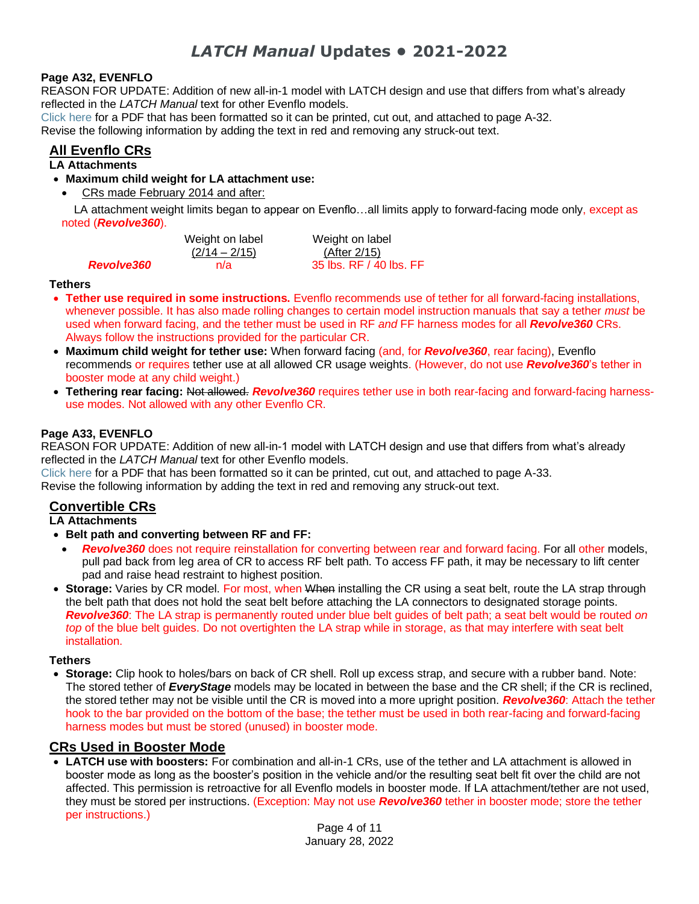# *LATCH Manual* Updates • 2021-2022

**Page A32, EVENFLO**

REASON FOR UPDATE: Addition of new all-in-1 model with LATCH design and use that differs from what's already reflected in the *LATCH Manual* text for other Evenflo models.

Click here for a PDF that has been formatted so it can be printed, cut out, and attached to page A-32.

Revise the following information by adding the text in red and removing any struck-out text.

## All Evenflo CRs

### LA Attachments

- **Maximum child weight for LA attachment use:**
  - CRs made February 2014 and after:

LA attachment weight limits began to appear on Evenflo…all limits apply to forward-facing mode only, except as noted (***Revolve360***).

| | Weight on label (2/14 – 2/15) | Weight on label (After 2/15) |
|---|---|---|
| ***Revolve360*** | n/a | 35 lbs. RF / 40 lbs. FF |

### Tethers

- **Tether use required in some instructions.** Evenflo recommends use of tether for all forward-facing installations, whenever possible. It has also made rolling changes to certain model instruction manuals that say a tether *must* be used when forward facing, and the tether must be used in RF *and* FF harness modes for all ***Revolve360*** CRs. Always follow the instructions provided for the particular CR.
- **Maximum child weight for tether use:** When forward facing (and, for ***Revolve360***, rear facing), Evenflo recommends or requires tether use at all allowed CR usage weights. (However, do not use ***Revolve360***'s tether in booster mode at any child weight.)
- **Tethering rear facing:** ~~Not allowed.~~ ***Revolve360*** requires tether use in both rear-facing and forward-facing harness-use modes. Not allowed with any other Evenflo CR.

**Page A33, EVENFLO**

REASON FOR UPDATE: Addition of new all-in-1 model with LATCH design and use that differs from what's already reflected in the *LATCH Manual* text for other Evenflo models.

Click here for a PDF that has been formatted so it can be printed, cut out, and attached to page A-33.

Revise the following information by adding the text in red and removing any struck-out text.

## Convertible CRs

### LA Attachments

- **Belt path and converting between RF and FF:**
  - ***Revolve360*** does not require reinstallation for converting between rear and forward facing. For all other models, pull pad back from leg area of CR to access RF belt path. To access FF path, it may be necessary to lift center pad and raise head restraint to highest position.
- **Storage:** Varies by CR model. For most, when ~~When~~ installing the CR using a seat belt, route the LA strap through the belt path that does not hold the seat belt before attaching the LA connectors to designated storage points. ***Revolve360***: The LA strap is permanently routed under blue belt guides of belt path; a seat belt would be routed *on top* of the blue belt guides. Do not overtighten the LA strap while in storage, as that may interfere with seat belt installation.

### Tethers

- **Storage:** Clip hook to holes/bars on back of CR shell. Roll up excess strap, and secure with a rubber band. Note: The stored tether of ***EveryStage*** models may be located in between the base and the CR shell; if the CR is reclined, the stored tether may not be visible until the CR is moved into a more upright position. ***Revolve360***: Attach the tether hook to the bar provided on the bottom of the base; the tether must be used in both rear-facing and forward-facing harness modes but must be stored (unused) in booster mode.

## CRs Used in Booster Mode

- **LATCH use with boosters:** For combination and all-in-1 CRs, use of the tether and LA attachment is allowed in booster mode as long as the booster's position in the vehicle and/or the resulting seat belt fit over the child are not affected. This permission is retroactive for all Evenflo models in booster mode. If LA attachment/tether are not used, they must be stored per instructions. (Exception: May not use ***Revolve360*** tether in booster mode; store the tether per instructions.)

January 28, 2022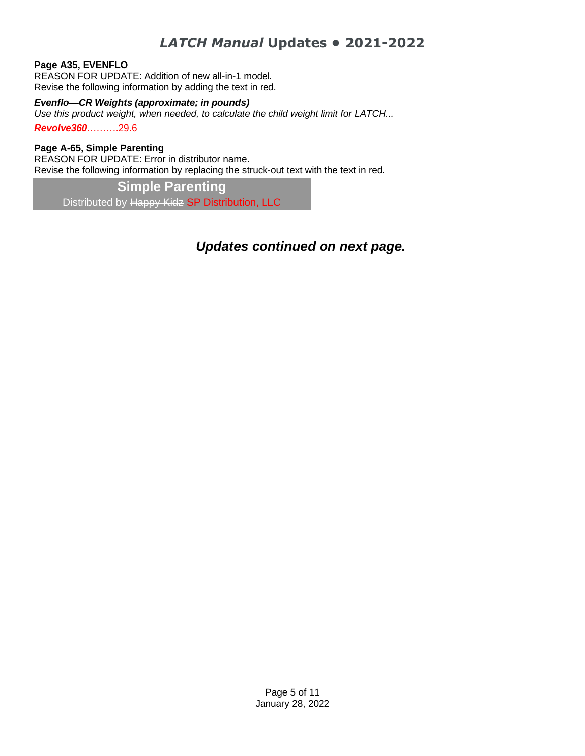**Page A35, EVENFLO**
REASON FOR UPDATE: Addition of new all-in-1 model.
Revise the following information by adding the text in red.

***Evenflo—CR Weights (approximate; in pounds)***
*Use this product weight, when needed, to calculate the child weight limit for LATCH...*
***Revolve360***……….29.6

**Page A-65, Simple Parenting**
REASON FOR UPDATE: Error in distributor name.
Revise the following information by replacing the struck-out text with the text in red.

**Simple Parenting**
Distributed by ~~Happy Kidz~~ SP Distribution, LLC

***Updates continued on next page.***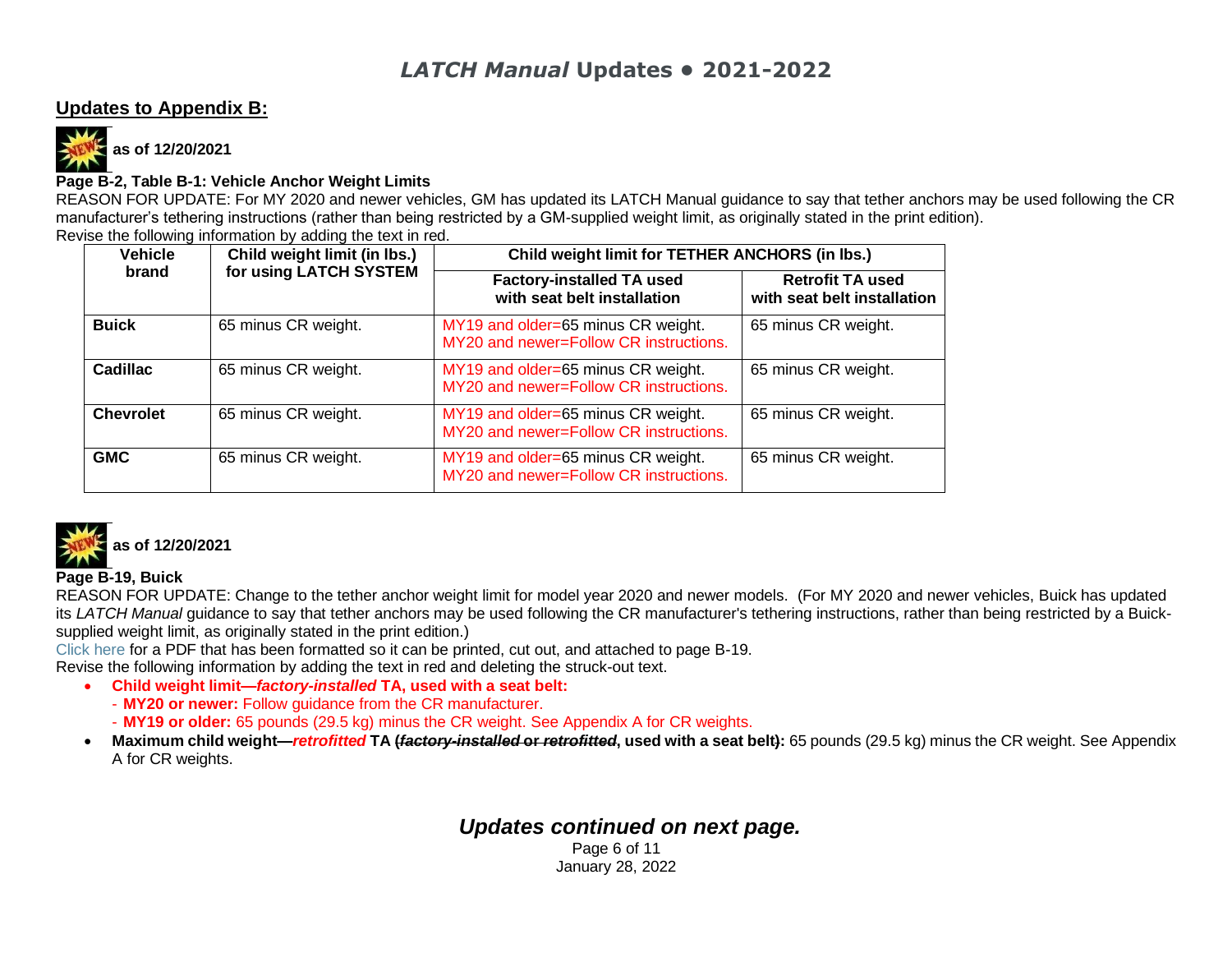## Updates to Appendix B:

**as of 12/20/2021**

**Page B-2, Table B-1: Vehicle Anchor Weight Limits**

REASON FOR UPDATE: For MY 2020 and newer vehicles, GM has updated its LATCH Manual guidance to say that tether anchors may be used following the CR manufacturer's tethering instructions (rather than being restricted by a GM-supplied weight limit, as originally stated in the print edition).

Revise the following information by adding the text in red.

| Vehicle brand | Child weight limit (in lbs.) for using LATCH SYSTEM | Child weight limit for TETHER ANCHORS (in lbs.) | |
|---|---|---|---|
| | | Factory-installed TA used with seat belt installation | Retrofit TA used with seat belt installation |
| **Buick** | 65 minus CR weight. | MY19 and older=65 minus CR weight. MY20 and newer=Follow CR instructions. | 65 minus CR weight. |
| **Cadillac** | 65 minus CR weight. | MY19 and older=65 minus CR weight. MY20 and newer=Follow CR instructions. | 65 minus CR weight. |
| **Chevrolet** | 65 minus CR weight. | MY19 and older=65 minus CR weight. MY20 and newer=Follow CR instructions. | 65 minus CR weight. |
| **GMC** | 65 minus CR weight. | MY19 and older=65 minus CR weight. MY20 and newer=Follow CR instructions. | 65 minus CR weight. |

**as of 12/20/2021**

**Page B-19, Buick**

REASON FOR UPDATE: Change to the tether anchor weight limit for model year 2020 and newer models. (For MY 2020 and newer vehicles, Buick has updated its *LATCH Manual* guidance to say that tether anchors may be used following the CR manufacturer's tethering instructions, rather than being restricted by a Buick-supplied weight limit, as originally stated in the print edition.)

Click here for a PDF that has been formatted so it can be printed, cut out, and attached to page B-19.

Revise the following information by adding the text in red and deleting the struck-out text.

- **Child weight limit—*factory-installed* TA, used with a seat belt:**
  - **MY20 or newer:** Follow guidance from the CR manufacturer.
  - **MY19 or older:** 65 pounds (29.5 kg) minus the CR weight. See Appendix A for CR weights.
- **Maximum child weight—*retrofitted* TA ~~(*factory-installed* or *retrofitted*~~, used with a seat belt~~)~~:** 65 pounds (29.5 kg) minus the CR weight. See Appendix A for CR weights.

***Updates continued on next page.***

January 28, 2022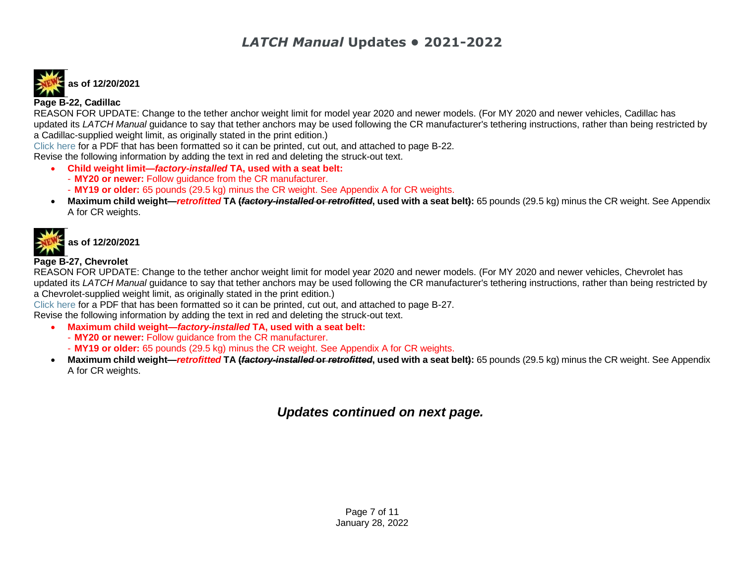**as of 12/20/2021**

**Page B-22, Cadillac**

REASON FOR UPDATE: Change to the tether anchor weight limit for model year 2020 and newer models. (For MY 2020 and newer vehicles, Cadillac has updated its *LATCH Manual* guidance to say that tether anchors may be used following the CR manufacturer's tethering instructions, rather than being restricted by a Cadillac-supplied weight limit, as originally stated in the print edition.)

Click here for a PDF that has been formatted so it can be printed, cut out, and attached to page B-22.

Revise the following information by adding the text in red and deleting the struck-out text.

- **Child weight limit—*factory-installed* TA, used with a seat belt:**
  - **MY20 or newer:** Follow guidance from the CR manufacturer.
  - **MY19 or older:** 65 pounds (29.5 kg) minus the CR weight. See Appendix A for CR weights.
- **Maximum child weight—*retrofitted* TA ~~(*factory-installed* or *retrofitted*~~, used with a seat belt~~)~~:** 65 pounds (29.5 kg) minus the CR weight. See Appendix A for CR weights.

**as of 12/20/2021**

**Page B-27, Chevrolet**

REASON FOR UPDATE: Change to the tether anchor weight limit for model year 2020 and newer models. (For MY 2020 and newer vehicles, Chevrolet has updated its *LATCH Manual* guidance to say that tether anchors may be used following the CR manufacturer's tethering instructions, rather than being restricted by a Chevrolet-supplied weight limit, as originally stated in the print edition.)

Click here for a PDF that has been formatted so it can be printed, cut out, and attached to page B-27.

Revise the following information by adding the text in red and deleting the struck-out text.

- **Maximum child weight—*factory-installed* TA, used with a seat belt:**
  - **MY20 or newer:** Follow guidance from the CR manufacturer.
  - **MY19 or older:** 65 pounds (29.5 kg) minus the CR weight. See Appendix A for CR weights.
- **Maximum child weight—*retrofitted* TA ~~(*factory-installed* or *retrofitted*~~, used with a seat belt~~)~~:** 65 pounds (29.5 kg) minus the CR weight. See Appendix A for CR weights.

***Updates continued on next page.***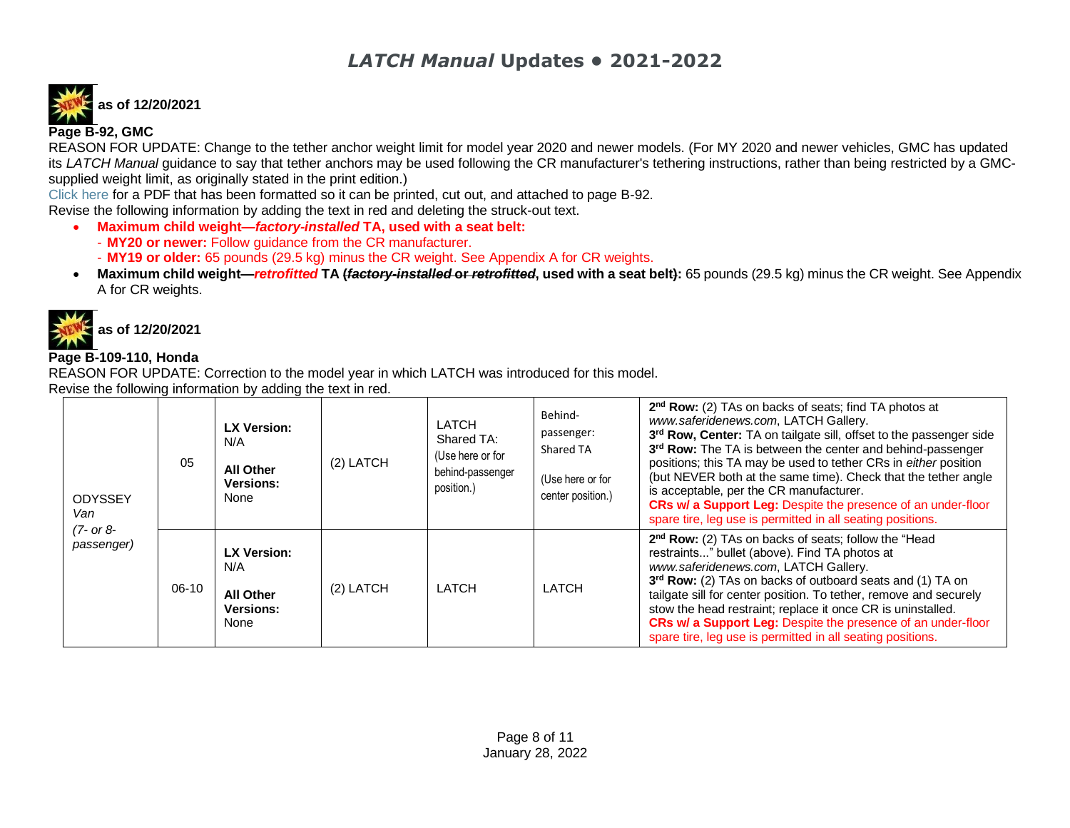# *LATCH Manual* Updates • 2021-2022

**as of 12/20/2021**

**Page B-92, GMC**

REASON FOR UPDATE: Change to the tether anchor weight limit for model year 2020 and newer models. (For MY 2020 and newer vehicles, GMC has updated its *LATCH Manual* guidance to say that tether anchors may be used following the CR manufacturer's tethering instructions, rather than being restricted by a GMC-supplied weight limit, as originally stated in the print edition.)

Click here for a PDF that has been formatted so it can be printed, cut out, and attached to page B-92.

Revise the following information by adding the text in red and deleting the struck-out text.

- **Maximum child weight—*factory-installed* TA, used with a seat belt:**
  - **MY20 or newer:** Follow guidance from the CR manufacturer.
  - **MY19 or older:** 65 pounds (29.5 kg) minus the CR weight. See Appendix A for CR weights.
- **Maximum child weight—*retrofitted* TA (~~*factory-installed* or *retrofitted*~~, used with a seat belt~~)~~:** 65 pounds (29.5 kg) minus the CR weight. See Appendix A for CR weights.

**as of 12/20/2021**

**Page B-109-110, Honda**

REASON FOR UPDATE: Correction to the model year in which LATCH was introduced for this model.

Revise the following information by adding the text in red.

| | | | | | | |
|---|---|---|---|---|---|---|
| ODYSSEY *Van* *(7- or 8-passenger)* | 05 | **LX Version:** N/A<br><br>**All Other Versions:** None | (2) LATCH | LATCH Shared TA: (Use here or for behind-passenger position.) | Behind-passenger: Shared TA<br><br>(Use here or for center position.) | **2nd Row:** (2) TAs on backs of seats; find TA photos at *www.saferidenews.com*, LATCH Gallery.<br>**3rd Row, Center:** TA on tailgate sill, offset to the passenger side<br>**3rd Row:** The TA is between the center and behind-passenger positions; this TA may be used to tether CRs in *either* position (but NEVER both at the same time). Check that the tether angle is acceptable, per the CR manufacturer.<br>**CRs w/ a Support Leg:** Despite the presence of an under-floor spare tire, leg use is permitted in all seating positions. |
| | 06-10 | **LX Version:** N/A<br><br>**All Other Versions:** None | (2) LATCH | LATCH | LATCH | **2nd Row:** (2) TAs on backs of seats; follow the "Head restraints..." bullet (above). Find TA photos at *www.saferidenews.com*, LATCH Gallery.<br>**3rd Row:** (2) TAs on backs of outboard seats and (1) TA on tailgate sill for center position. To tether, remove and securely stow the head restraint; replace it once CR is uninstalled.<br>**CRs w/ a Support Leg:** Despite the presence of an under-floor spare tire, leg use is permitted in all seating positions. |

January 28, 2022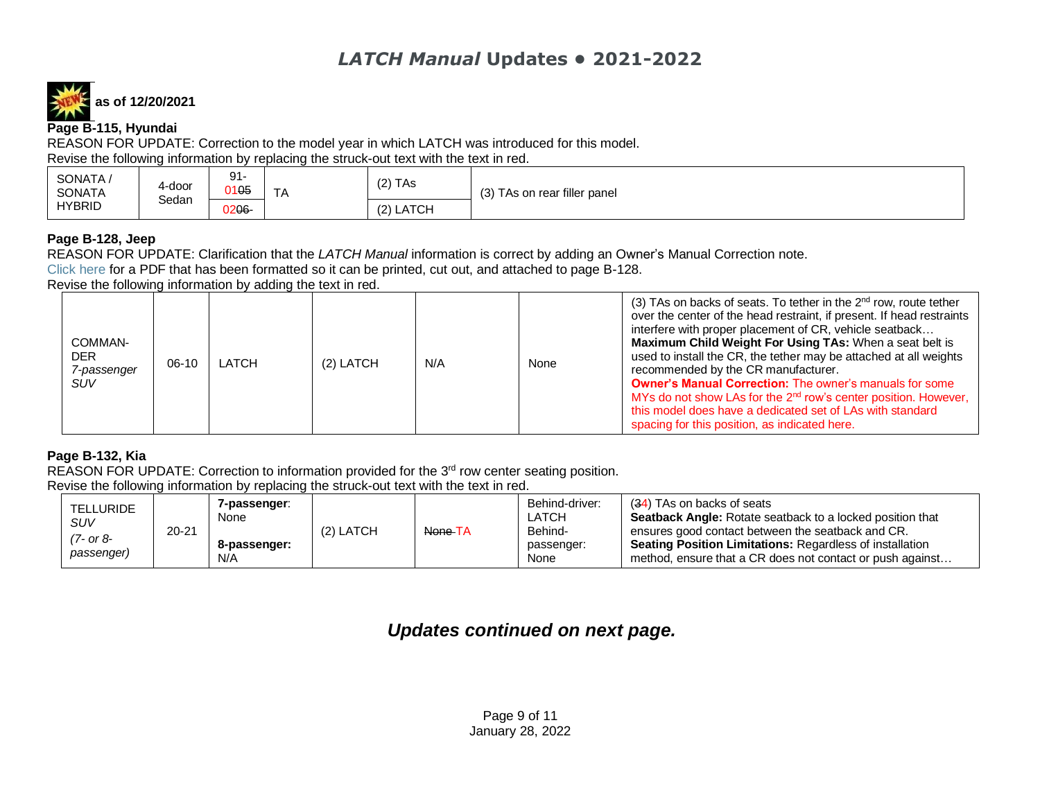# *LATCH Manual* Updates • 2021-2022

**as of 12/20/2021**

**Page B-115, Hyundai**

REASON FOR UPDATE: Correction to the model year in which LATCH was introduced for this model.

Revise the following information by replacing the struck-out text with the text in red.

| | | | | | |
|---|---|---|---|---|---|
| SONATA / SONATA HYBRID | 4-door Sedan | 91-01~~05~~ | TA | (2) TAs | (3) TAs on rear filler panel |
| | | 02~~06~~- | | (2) LATCH | |

**Page B-128, Jeep**

REASON FOR UPDATE: Clarification that the *LATCH Manual* information is correct by adding an Owner's Manual Correction note.

Click here for a PDF that has been formatted so it can be printed, cut out, and attached to page B-128.

Revise the following information by adding the text in red.

| | | | | | | |
|---|---|---|---|---|---|---|
| COMMAN-DER *7-passenger SUV* | 06-10 | LATCH | (2) LATCH | N/A | None | (3) TAs on backs of seats. To tether in the 2nd row, route tether over the center of the head restraint, if present. If head restraints interfere with proper placement of CR, vehicle seatback… **Maximum Child Weight For Using TAs:** When a seat belt is used to install the CR, the tether may be attached at all weights recommended by the CR manufacturer. **Owner's Manual Correction:** The owner's manuals for some MYs do not show LAs for the 2nd row's center position. However, this model does have a dedicated set of LAs with standard spacing for this position, as indicated here. |

**Page B-132, Kia**

REASON FOR UPDATE: Correction to information provided for the 3rd row center seating position.

Revise the following information by replacing the struck-out text with the text in red.

| | | | | | | |
|---|---|---|---|---|---|---|
| TELLURIDE *SUV (7- or 8-passenger)* | 20-21 | **7-passenger**: None **8-passenger:** N/A | (2) LATCH | ~~None~~ TA | Behind-driver: LATCH Behind-passenger: None | (~~3~~4) TAs on backs of seats **Seatback Angle:** Rotate seatback to a locked position that ensures good contact between the seatback and CR. **Seating Position Limitations:** Regardless of installation method, ensure that a CR does not contact or push against… |

## *Updates continued on next page.*

January 28, 2022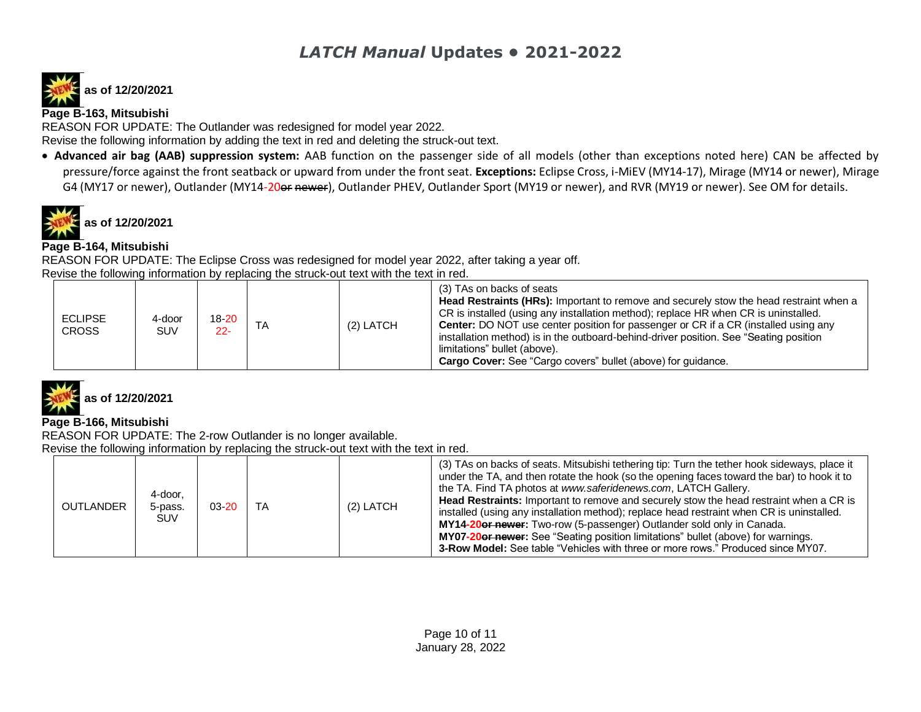# *LATCH Manual* Updates • 2021-2022

**as of 12/20/2021**

**Page B-163, Mitsubishi**

REASON FOR UPDATE: The Outlander was redesigned for model year 2022.

Revise the following information by adding the text in red and deleting the struck-out text.

- **Advanced air bag (AAB) suppression system:** AAB function on the passenger side of all models (other than exceptions noted here) CAN be affected by pressure/force against the front seatback or upward from under the front seat. **Exceptions:** Eclipse Cross, i-MiEV (MY14-17), Mirage (MY14 or newer), Mirage G4 (MY17 or newer), Outlander (MY14-20~~or newer~~), Outlander PHEV, Outlander Sport (MY19 or newer), and RVR (MY19 or newer). See OM for details.

**as of 12/20/2021**

**Page B-164, Mitsubishi**

REASON FOR UPDATE: The Eclipse Cross was redesigned for model year 2022, after taking a year off.

Revise the following information by replacing the struck-out text with the text in red.

| | | | | | |
|---|---|---|---|---|---|
| ECLIPSE CROSS | 4-door SUV | 18-20 22- | TA | (2) LATCH | (3) TAs on backs of seats<br>**Head Restraints (HRs):** Important to remove and securely stow the head restraint when a CR is installed (using any installation method); replace HR when CR is uninstalled.<br>**Center:** DO NOT use center position for passenger or CR if a CR (installed using any installation method) is in the outboard-behind-driver position. See "Seating position limitations" bullet (above).<br>**Cargo Cover:** See "Cargo covers" bullet (above) for guidance. |

**as of 12/20/2021**

**Page B-166, Mitsubishi**

REASON FOR UPDATE: The 2-row Outlander is no longer available.

Revise the following information by replacing the struck-out text with the text in red.

| | | | | | |
|---|---|---|---|---|---|
| OUTLANDER | 4-door, 5-pass. SUV | 03-20 | TA | (2) LATCH | (3) TAs on backs of seats. Mitsubishi tethering tip: Turn the tether hook sideways, place it under the TA, and then rotate the hook (so the opening faces toward the bar) to hook it to the TA. Find TA photos at *www.saferidenews.com*, LATCH Gallery.<br>**Head Restraints:** Important to remove and securely stow the head restraint when a CR is installed (using any installation method); replace head restraint when CR is uninstalled.<br>**MY14-20~~or newer~~:** Two-row (5-passenger) Outlander sold only in Canada.<br>**MY07-20~~or newer~~:** See "Seating position limitations" bullet (above) for warnings.<br>**3-Row Model:** See table "Vehicles with three or more rows." Produced since MY07. |

January 28, 2022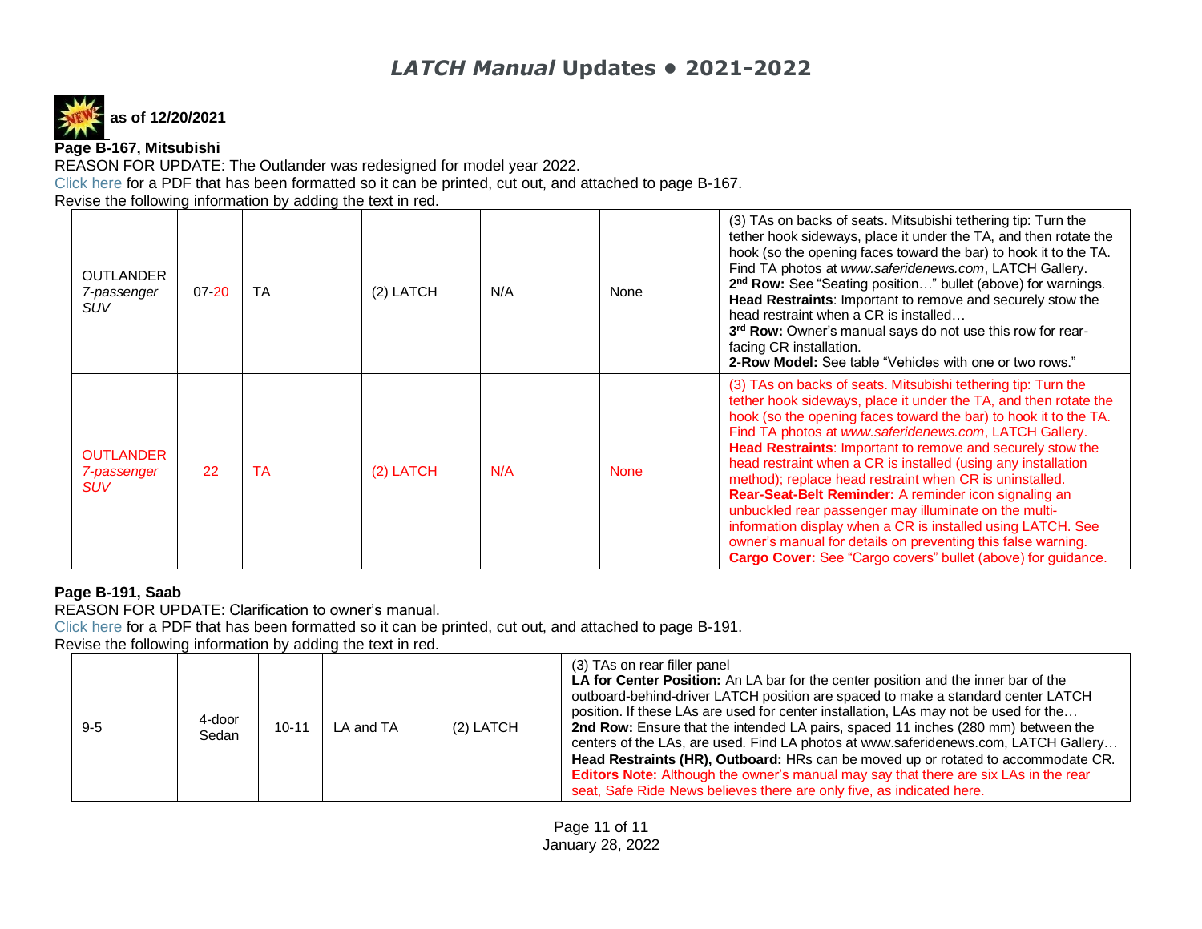as of 12/20/2021

**Page B-167, Mitsubishi**

REASON FOR UPDATE: The Outlander was redesigned for model year 2022.

Click here for a PDF that has been formatted so it can be printed, cut out, and attached to page B-167.

Revise the following information by adding the text in red.

| | | | | | | |
|---|---|---|---|---|---|---|
| OUTLANDER *7-passenger SUV* | 07-20 | TA | (2) LATCH | N/A | None | (3) TAs on backs of seats. Mitsubishi tethering tip: Turn the tether hook sideways, place it under the TA, and then rotate the hook (so the opening faces toward the bar) to hook it to the TA. Find TA photos at *www.saferidenews.com*, LATCH Gallery. **2nd Row:** See "Seating position…" bullet (above) for warnings. **Head Restraints**: Important to remove and securely stow the head restraint when a CR is installed… **3rd Row:** Owner's manual says do not use this row for rear-facing CR installation. **2-Row Model:** See table "Vehicles with one or two rows." |
| OUTLANDER *7-passenger SUV* | 22 | TA | (2) LATCH | N/A | None | (3) TAs on backs of seats. Mitsubishi tethering tip: Turn the tether hook sideways, place it under the TA, and then rotate the hook (so the opening faces toward the bar) to hook it to the TA. Find TA photos at *www.saferidenews.com*, LATCH Gallery. **Head Restraints**: Important to remove and securely stow the head restraint when a CR is installed (using any installation method); replace head restraint when CR is uninstalled. **Rear-Seat-Belt Reminder:** A reminder icon signaling an unbuckled rear passenger may illuminate on the multi-information display when a CR is installed using LATCH. See owner's manual for details on preventing this false warning. **Cargo Cover:** See "Cargo covers" bullet (above) for guidance. |

**Page B-191, Saab**

REASON FOR UPDATE: Clarification to owner's manual.

Click here for a PDF that has been formatted so it can be printed, cut out, and attached to page B-191.

Revise the following information by adding the text in red.

| | | | | | |
|---|---|---|---|---|---|
| 9-5 | 4-door Sedan | 10-11 | LA and TA | (2) LATCH | (3) TAs on rear filler panel **LA for Center Position:** An LA bar for the center position and the inner bar of the outboard-behind-driver LATCH position are spaced to make a standard center LATCH position. If these LAs are used for center installation, LAs may not be used for the… **2nd Row:** Ensure that the intended LA pairs, spaced 11 inches (280 mm) between the centers of the LAs, are used. Find LA photos at www.saferidenews.com, LATCH Gallery… **Head Restraints (HR), Outboard:** HRs can be moved up or rotated to accommodate CR. **Editors Note:** Although the owner's manual may say that there are six LAs in the rear seat, Safe Ride News believes there are only five, as indicated here. |

January 28, 2022